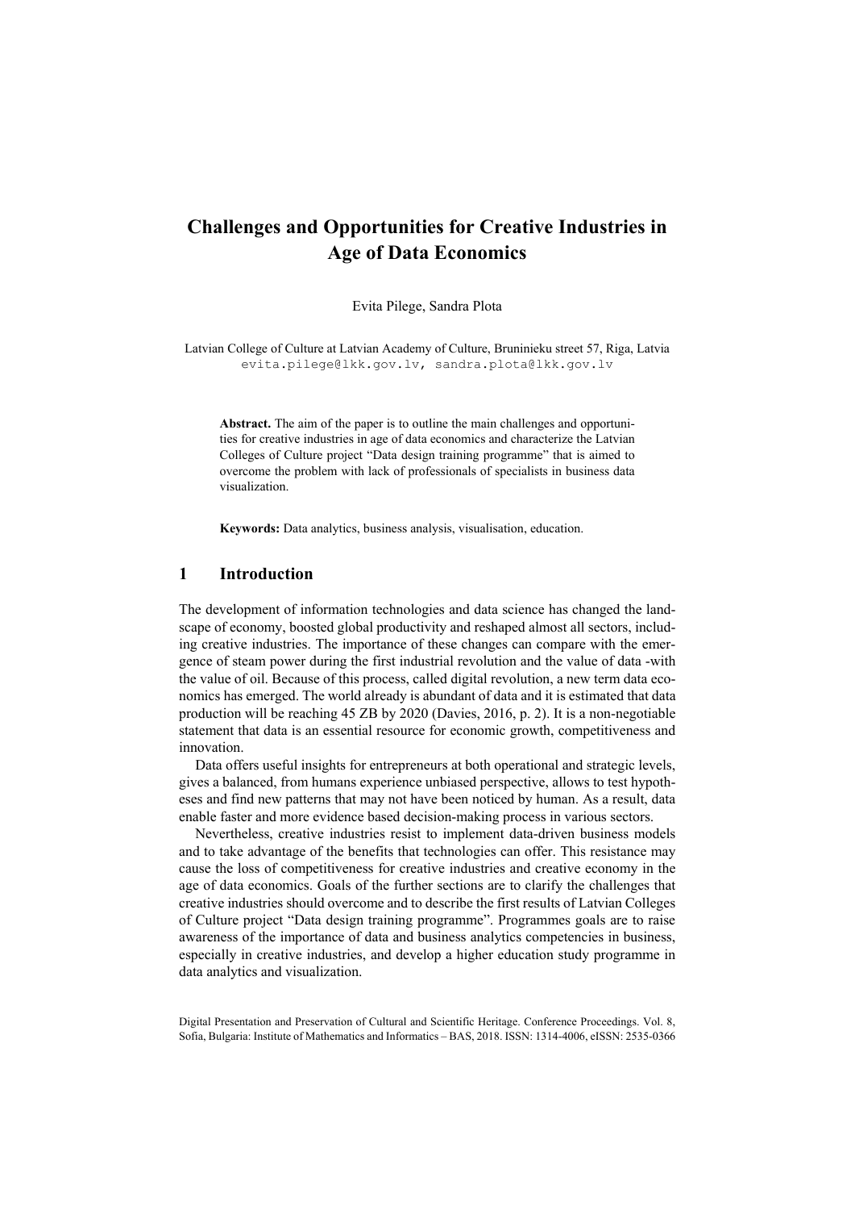# Challenges and Opportunities for Creative Industries in Age of Data Economics

Evita Pilege, Sandra Plota

Latvian College of Culture at Latvian Academy of Culture, Bruninieku street 57, Riga, Latvia
evita.pilege@lkk.gov.lv, sandra.plota@lkk.gov.lv

**Abstract.** The aim of the paper is to outline the main challenges and opportunities for creative industries in age of data economics and characterize the Latvian Colleges of Culture project "Data design training programme" that is aimed to overcome the problem with lack of professionals of specialists in business data visualization.

**Keywords:** Data analytics, business analysis, visualisation, education.

## 1 Introduction

The development of information technologies and data science has changed the landscape of economy, boosted global productivity and reshaped almost all sectors, including creative industries. The importance of these changes can compare with the emergence of steam power during the first industrial revolution and the value of data -with the value of oil. Because of this process, called digital revolution, a new term data economics has emerged. The world already is abundant of data and it is estimated that data production will be reaching 45 ZB by 2020 (Davies, 2016, p. 2). It is a non-negotiable statement that data is an essential resource for economic growth, competitiveness and innovation.

Data offers useful insights for entrepreneurs at both operational and strategic levels, gives a balanced, from humans experience unbiased perspective, allows to test hypotheses and find new patterns that may not have been noticed by human. As a result, data enable faster and more evidence based decision-making process in various sectors.

Nevertheless, creative industries resist to implement data-driven business models and to take advantage of the benefits that technologies can offer. This resistance may cause the loss of competitiveness for creative industries and creative economy in the age of data economics. Goals of the further sections are to clarify the challenges that creative industries should overcome and to describe the first results of Latvian Colleges of Culture project "Data design training programme". Programmes goals are to raise awareness of the importance of data and business analytics competencies in business, especially in creative industries, and develop a higher education study programme in data analytics and visualization.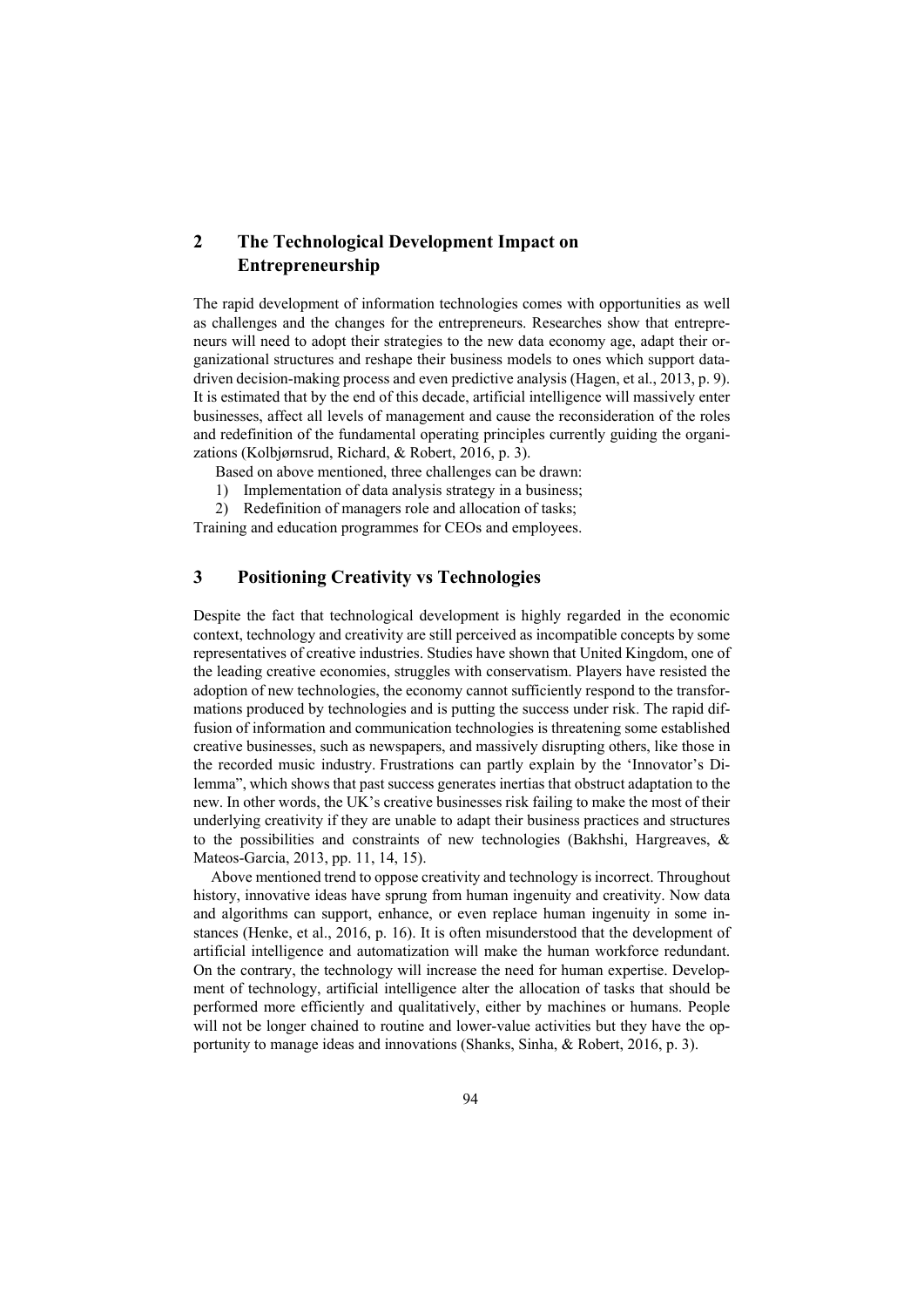## 2 The Technological Development Impact on Entrepreneurship

The rapid development of information technologies comes with opportunities as well as challenges and the changes for the entrepreneurs. Researches show that entrepreneurs will need to adopt their strategies to the new data economy age, adapt their organizational structures and reshape their business models to ones which support data-driven decision-making process and even predictive analysis (Hagen, et al., 2013, p. 9). It is estimated that by the end of this decade, artificial intelligence will massively enter businesses, affect all levels of management and cause the reconsideration of the roles and redefinition of the fundamental operating principles currently guiding the organizations (Kolbjørnsrud, Richard, & Robert, 2016, p. 3).

Based on above mentioned, three challenges can be drawn:

1) Implementation of data analysis strategy in a business;
2) Redefinition of managers role and allocation of tasks;

Training and education programmes for CEOs and employees.

## 3 Positioning Creativity vs Technologies

Despite the fact that technological development is highly regarded in the economic context, technology and creativity are still perceived as incompatible concepts by some representatives of creative industries. Studies have shown that United Kingdom, one of the leading creative economies, struggles with conservatism. Players have resisted the adoption of new technologies, the economy cannot sufficiently respond to the transformations produced by technologies and is putting the success under risk. The rapid diffusion of information and communication technologies is threatening some established creative businesses, such as newspapers, and massively disrupting others, like those in the recorded music industry. Frustrations can partly explain by the 'Innovator's Dilemma", which shows that past success generates inertias that obstruct adaptation to the new. In other words, the UK's creative businesses risk failing to make the most of their underlying creativity if they are unable to adapt their business practices and structures to the possibilities and constraints of new technologies (Bakhshi, Hargreaves, & Mateos-Garcia, 2013, pp. 11, 14, 15).

Above mentioned trend to oppose creativity and technology is incorrect. Throughout history, innovative ideas have sprung from human ingenuity and creativity. Now data and algorithms can support, enhance, or even replace human ingenuity in some instances (Henke, et al., 2016, p. 16). It is often misunderstood that the development of artificial intelligence and automatization will make the human workforce redundant. On the contrary, the technology will increase the need for human expertise. Development of technology, artificial intelligence alter the allocation of tasks that should be performed more efficiently and qualitatively, either by machines or humans. People will not be longer chained to routine and lower-value activities but they have the opportunity to manage ideas and innovations (Shanks, Sinha, & Robert, 2016, p. 3).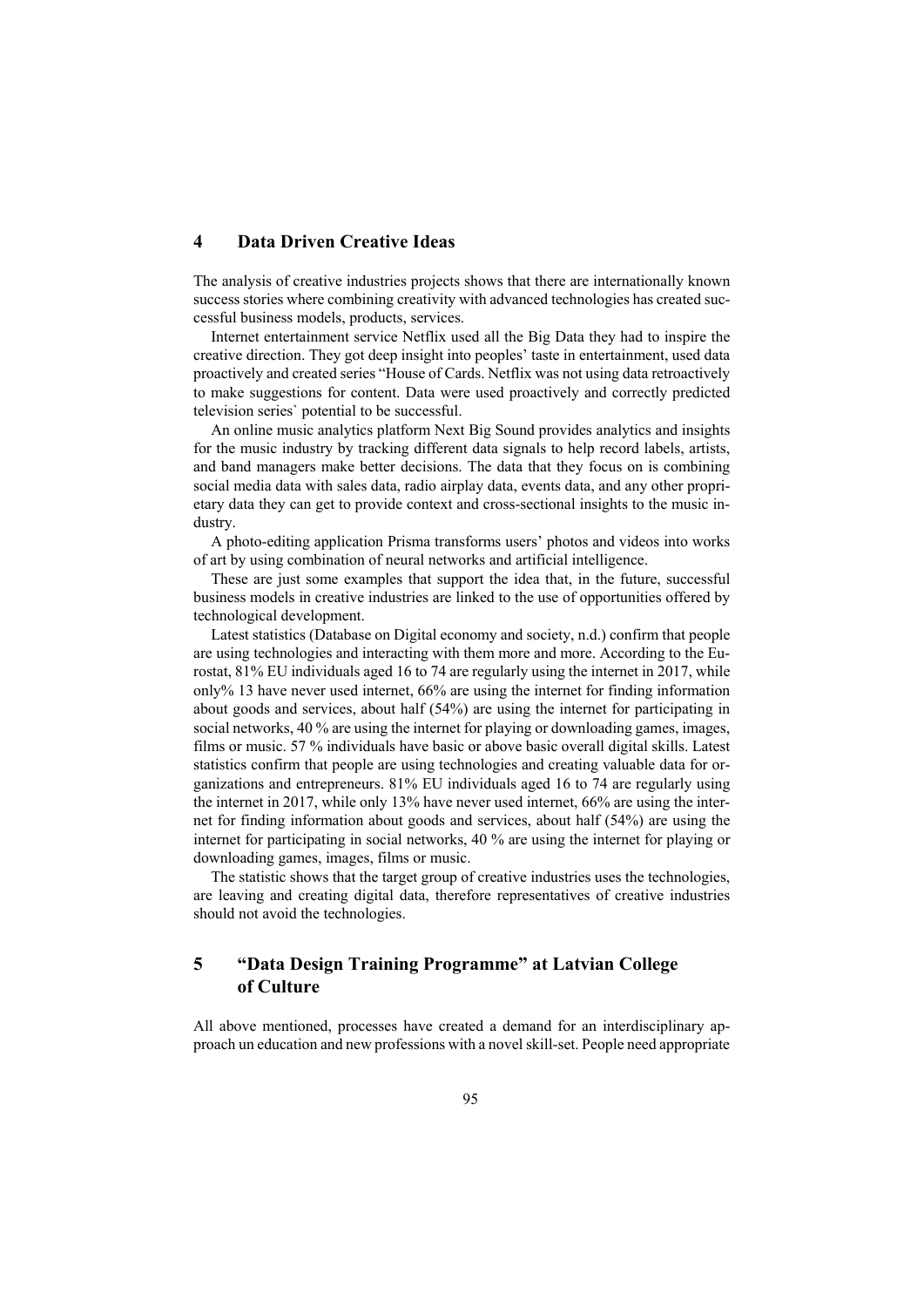## 4 Data Driven Creative Ideas

The analysis of creative industries projects shows that there are internationally known success stories where combining creativity with advanced technologies has created successful business models, products, services.

Internet entertainment service Netflix used all the Big Data they had to inspire the creative direction. They got deep insight into peoples' taste in entertainment, used data proactively and created series "House of Cards. Netflix was not using data retroactively to make suggestions for content. Data were used proactively and correctly predicted television series` potential to be successful.

An online music analytics platform Next Big Sound provides analytics and insights for the music industry by tracking different data signals to help record labels, artists, and band managers make better decisions. The data that they focus on is combining social media data with sales data, radio airplay data, events data, and any other proprietary data they can get to provide context and cross-sectional insights to the music industry.

A photo-editing application Prisma transforms users' photos and videos into works of art by using combination of neural networks and artificial intelligence.

These are just some examples that support the idea that, in the future, successful business models in creative industries are linked to the use of opportunities offered by technological development.

Latest statistics (Database on Digital economy and society, n.d.) confirm that people are using technologies and interacting with them more and more. According to the Eurostat, 81% EU individuals aged 16 to 74 are regularly using the internet in 2017, while only% 13 have never used internet, 66% are using the internet for finding information about goods and services, about half (54%) are using the internet for participating in social networks, 40 % are using the internet for playing or downloading games, images, films or music. 57 % individuals have basic or above basic overall digital skills. Latest statistics confirm that people are using technologies and creating valuable data for organizations and entrepreneurs. 81% EU individuals aged 16 to 74 are regularly using the internet in 2017, while only 13% have never used internet, 66% are using the internet for finding information about goods and services, about half (54%) are using the internet for participating in social networks, 40 % are using the internet for playing or downloading games, images, films or music.

The statistic shows that the target group of creative industries uses the technologies, are leaving and creating digital data, therefore representatives of creative industries should not avoid the technologies.

## 5 "Data Design Training Programme" at Latvian College of Culture

All above mentioned, processes have created a demand for an interdisciplinary approach un education and new professions with a novel skill-set. People need appropriate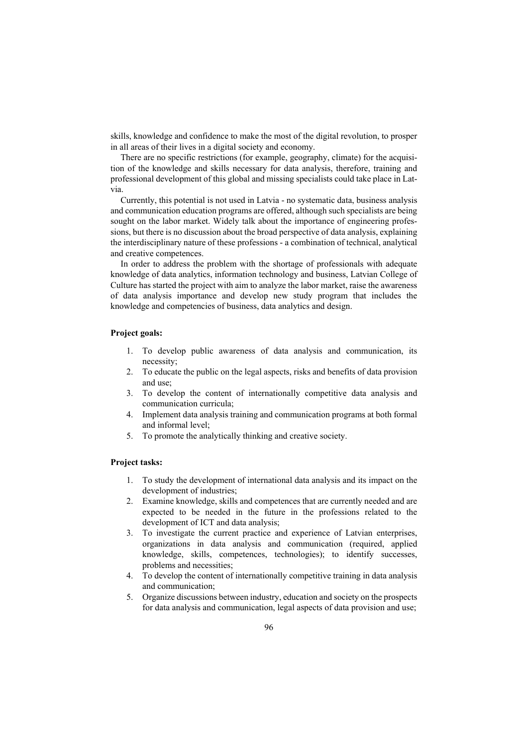skills, knowledge and confidence to make the most of the digital revolution, to prosper in all areas of their lives in a digital society and economy.

There are no specific restrictions (for example, geography, climate) for the acquisition of the knowledge and skills necessary for data analysis, therefore, training and professional development of this global and missing specialists could take place in Latvia.

Currently, this potential is not used in Latvia - no systematic data, business analysis and communication education programs are offered, although such specialists are being sought on the labor market. Widely talk about the importance of engineering professions, but there is no discussion about the broad perspective of data analysis, explaining the interdisciplinary nature of these professions - a combination of technical, analytical and creative competences.

In order to address the problem with the shortage of professionals with adequate knowledge of data analytics, information technology and business, Latvian College of Culture has started the project with aim to analyze the labor market, raise the awareness of data analysis importance and develop new study program that includes the knowledge and competencies of business, data analytics and design.

**Project goals:**

1. To develop public awareness of data analysis and communication, its necessity;
2. To educate the public on the legal aspects, risks and benefits of data provision and use;
3. To develop the content of internationally competitive data analysis and communication curricula;
4. Implement data analysis training and communication programs at both formal and informal level;
5. To promote the analytically thinking and creative society.

**Project tasks:**

1. To study the development of international data analysis and its impact on the development of industries;
2. Examine knowledge, skills and competences that are currently needed and are expected to be needed in the future in the professions related to the development of ICT and data analysis;
3. To investigate the current practice and experience of Latvian enterprises, organizations in data analysis and communication (required, applied knowledge, skills, competences, technologies); to identify successes, problems and necessities;
4. To develop the content of internationally competitive training in data analysis and communication;
5. Organize discussions between industry, education and society on the prospects for data analysis and communication, legal aspects of data provision and use;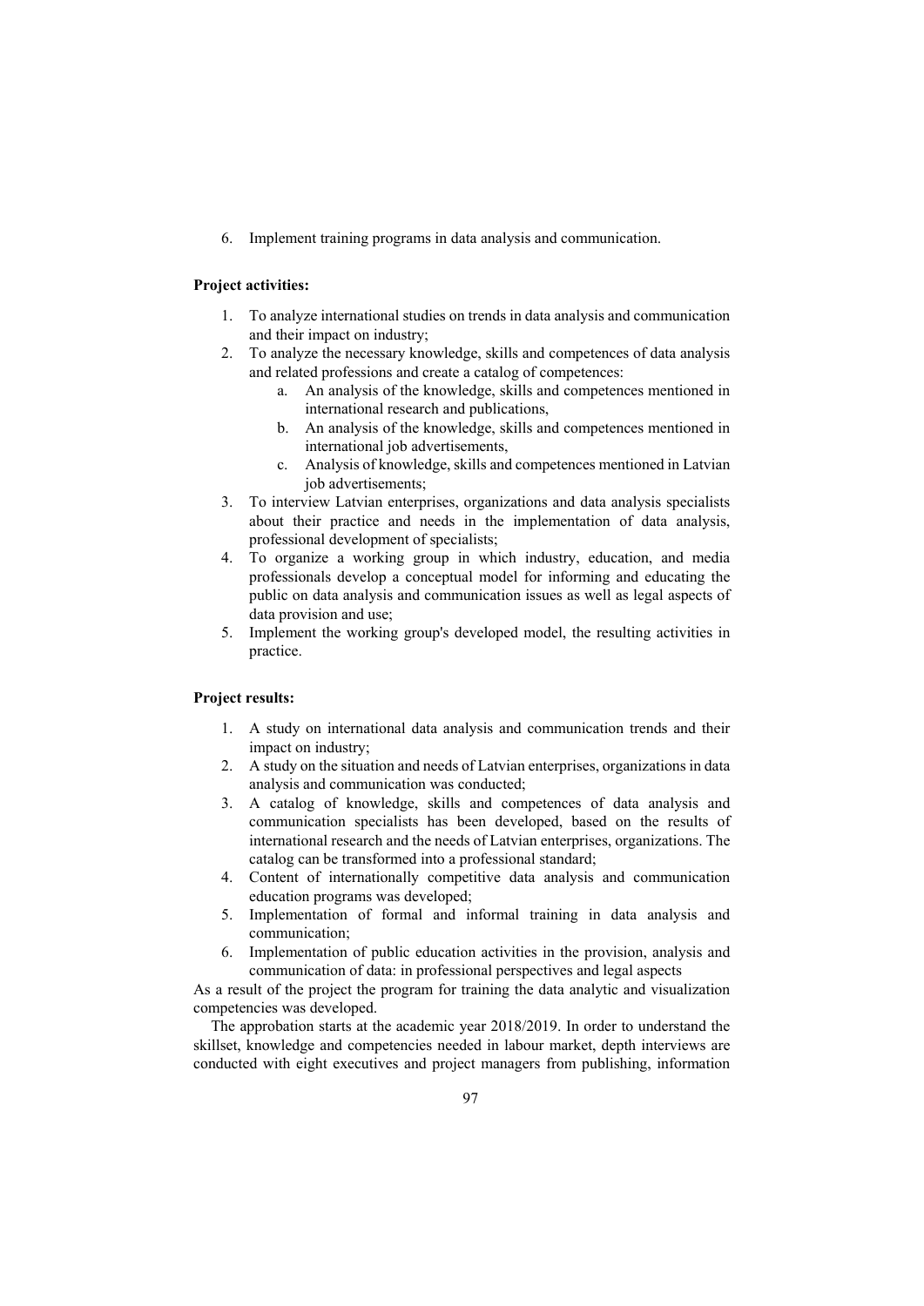6. Implement training programs in data analysis and communication.

**Project activities:**

1. To analyze international studies on trends in data analysis and communication and their impact on industry;
2. To analyze the necessary knowledge, skills and competences of data analysis and related professions and create a catalog of competences:
   a. An analysis of the knowledge, skills and competences mentioned in international research and publications,
   b. An analysis of the knowledge, skills and competences mentioned in international job advertisements,
   c. Analysis of knowledge, skills and competences mentioned in Latvian job advertisements;
3. To interview Latvian enterprises, organizations and data analysis specialists about their practice and needs in the implementation of data analysis, professional development of specialists;
4. To organize a working group in which industry, education, and media professionals develop a conceptual model for informing and educating the public on data analysis and communication issues as well as legal aspects of data provision and use;
5. Implement the working group's developed model, the resulting activities in practice.

**Project results:**

1. A study on international data analysis and communication trends and their impact on industry;
2. A study on the situation and needs of Latvian enterprises, organizations in data analysis and communication was conducted;
3. A catalog of knowledge, skills and competences of data analysis and communication specialists has been developed, based on the results of international research and the needs of Latvian enterprises, organizations. The catalog can be transformed into a professional standard;
4. Content of internationally competitive data analysis and communication education programs was developed;
5. Implementation of formal and informal training in data analysis and communication;
6. Implementation of public education activities in the provision, analysis and communication of data: in professional perspectives and legal aspects

As a result of the project the program for training the data analytic and visualization competencies was developed.

The approbation starts at the academic year 2018/2019. In order to understand the skillset, knowledge and competencies needed in labour market, depth interviews are conducted with eight executives and project managers from publishing, information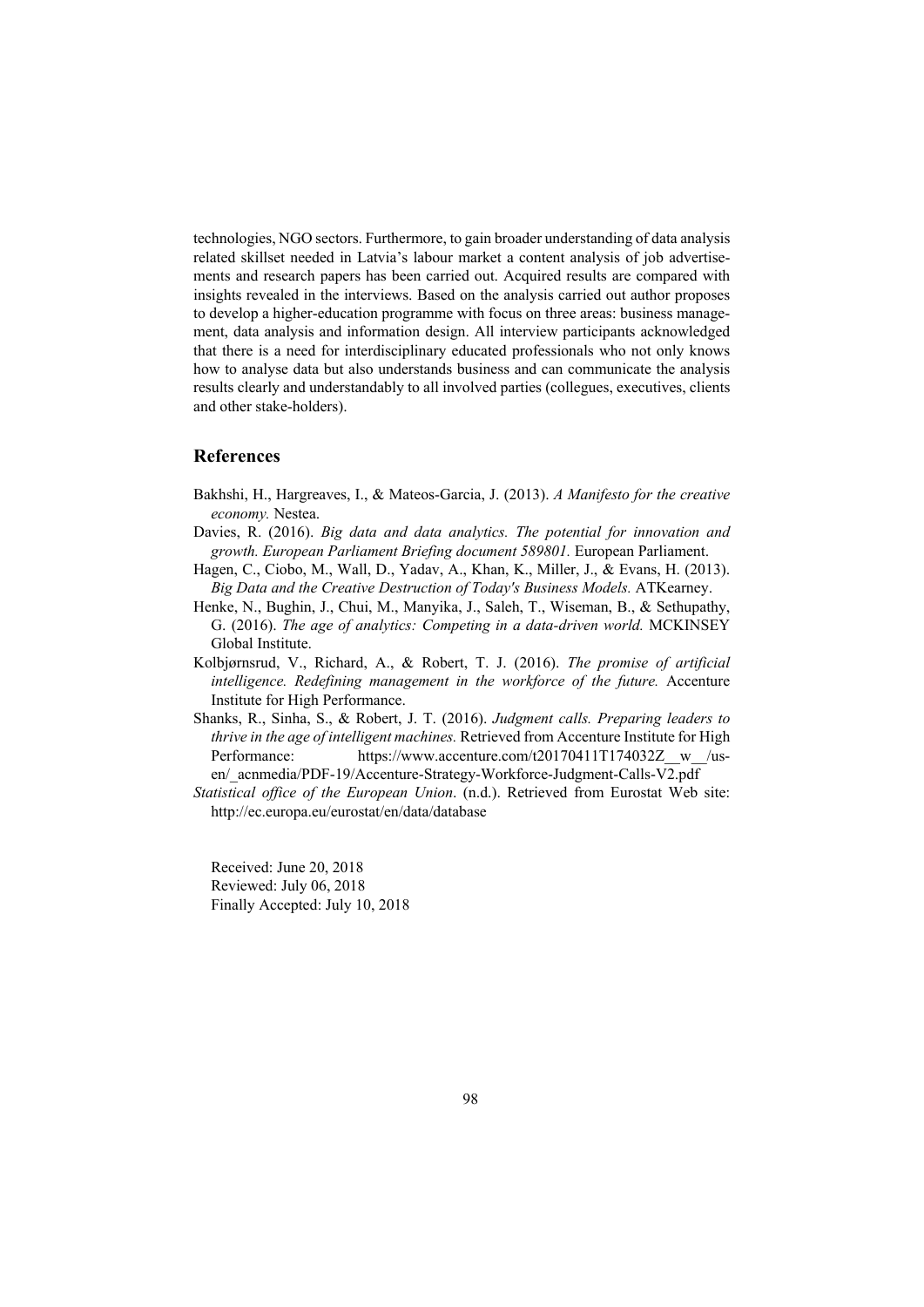technologies, NGO sectors. Furthermore, to gain broader understanding of data analysis related skillset needed in Latvia's labour market a content analysis of job advertisements and research papers has been carried out. Acquired results are compared with insights revealed in the interviews. Based on the analysis carried out author proposes to develop a higher-education programme with focus on three areas: business management, data analysis and information design. All interview participants acknowledged that there is a need for interdisciplinary educated professionals who not only knows how to analyse data but also understands business and can communicate the analysis results clearly and understandably to all involved parties (collegues, executives, clients and other stake-holders).

## References

Bakhshi, H., Hargreaves, I., & Mateos-Garcia, J. (2013). *A Manifesto for the creative economy.* Nestea.

Davies, R. (2016). *Big data and data analytics. The potential for innovation and growth. European Parliament Briefing document 589801.* European Parliament.

Hagen, C., Ciobo, M., Wall, D., Yadav, A., Khan, K., Miller, J., & Evans, H. (2013). *Big Data and the Creative Destruction of Today's Business Models.* ATKearney.

Henke, N., Bughin, J., Chui, M., Manyika, J., Saleh, T., Wiseman, B., & Sethupathy, G. (2016). *The age of analytics: Competing in a data-driven world.* MCKINSEY Global Institute.

Kolbjørnsrud, V., Richard, A., & Robert, T. J. (2016). *The promise of artificial intelligence. Redefining management in the workforce of the future.* Accenture Institute for High Performance.

Shanks, R., Sinha, S., & Robert, J. T. (2016). *Judgment calls. Preparing leaders to thrive in the age of intelligent machines.* Retrieved from Accenture Institute for High Performance: https://www.accenture.com/t20170411T174032Z__w__/us-en/_acnmedia/PDF-19/Accenture-Strategy-Workforce-Judgment-Calls-V2.pdf

*Statistical office of the European Union*. (n.d.). Retrieved from Eurostat Web site: http://ec.europa.eu/eurostat/en/data/database

Received: June 20, 2018
Reviewed: July 06, 2018
Finally Accepted: July 10, 2018